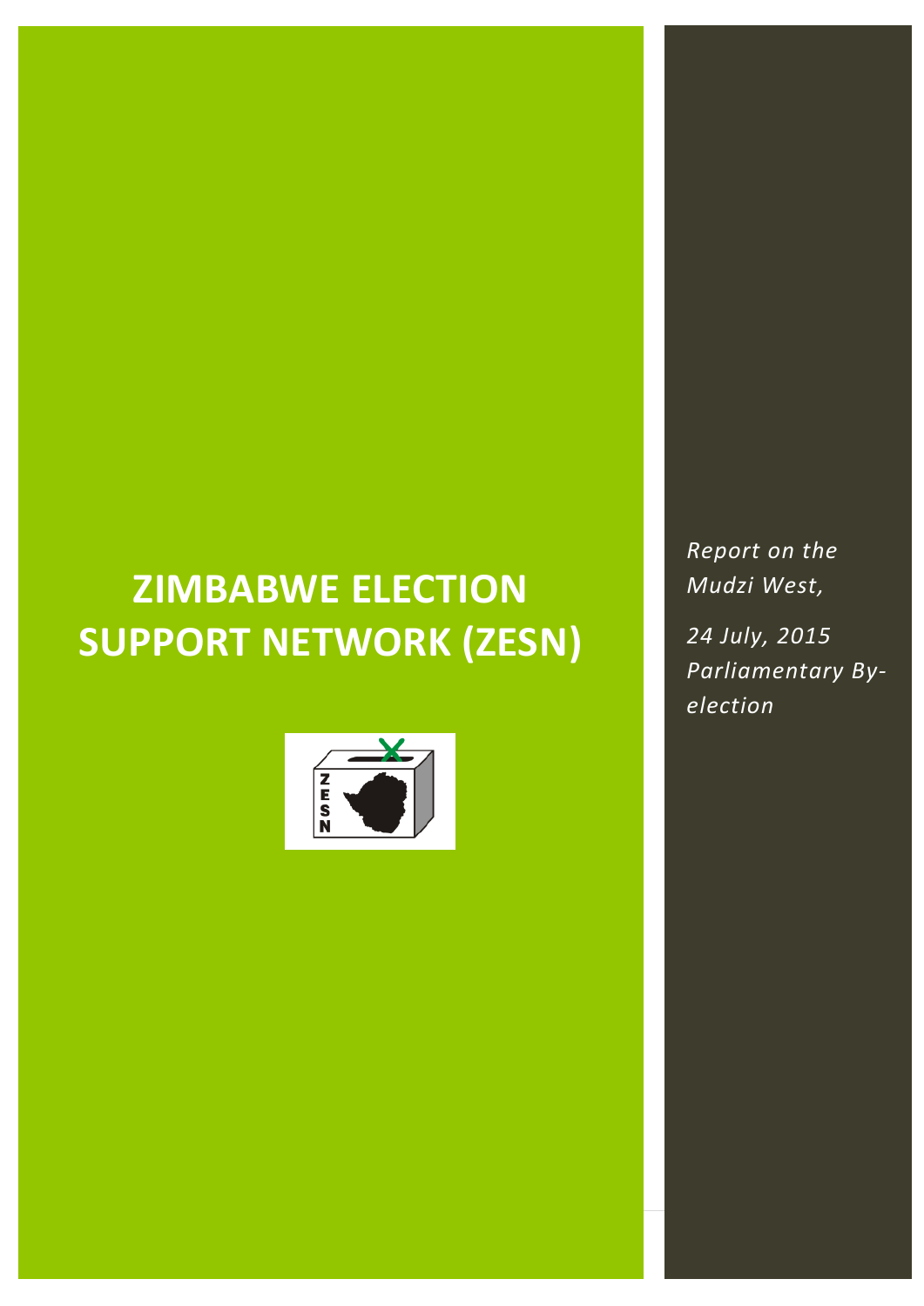# ZIMBABWE ELECTION SUPPORT NETWORK (ZESN)

*Report on the Mudzi West,*

*24 July, 2015 Parliamentary By-election*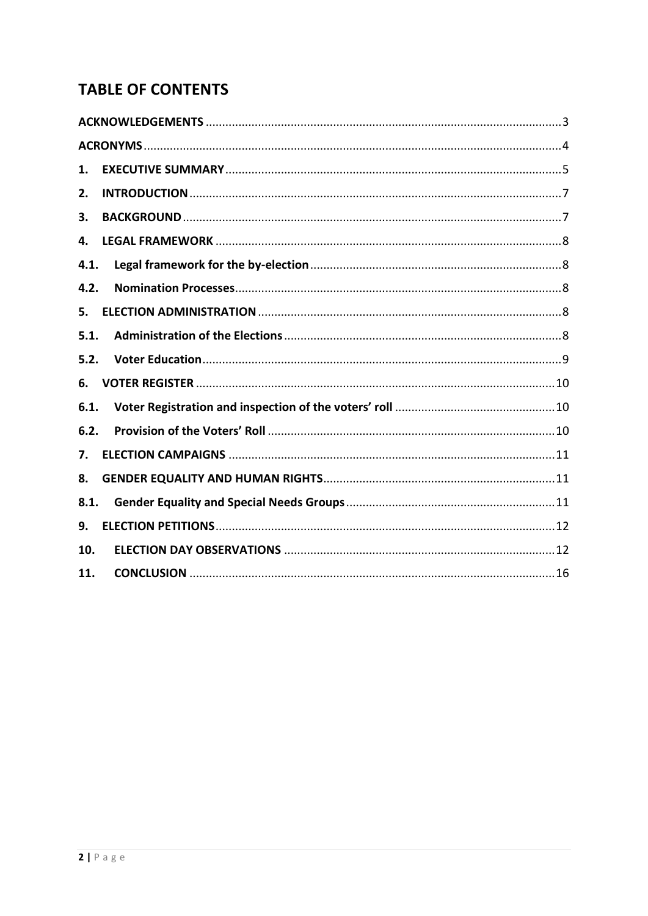# TABLE OF CONTENTS

| | | |
|---|---|---|
| **ACKNOWLEDGEMENTS** | | 3 |
| **ACRONYMS** | | 4 |
| **1.** | **EXECUTIVE SUMMARY** | 5 |
| **2.** | **INTRODUCTION** | 7 |
| **3.** | **BACKGROUND** | 7 |
| **4.** | **LEGAL FRAMEWORK** | 8 |
| **4.1.** | **Legal framework for the by-election** | 8 |
| **4.2.** | **Nomination Processes** | 8 |
| **5.** | **ELECTION ADMINISTRATION** | 8 |
| **5.1.** | **Administration of the Elections** | 8 |
| **5.2.** | **Voter Education** | 9 |
| **6.** | **VOTER REGISTER** | 10 |
| **6.1.** | **Voter Registration and inspection of the voters' roll** | 10 |
| **6.2.** | **Provision of the Voters' Roll** | 10 |
| **7.** | **ELECTION CAMPAIGNS** | 11 |
| **8.** | **GENDER EQUALITY AND HUMAN RIGHTS** | 11 |
| **8.1.** | **Gender Equality and Special Needs Groups** | 11 |
| **9.** | **ELECTION PETITIONS** | 12 |
| **10.** | **ELECTION DAY OBSERVATIONS** | 12 |
| **11.** | **CONCLUSION** | 16 |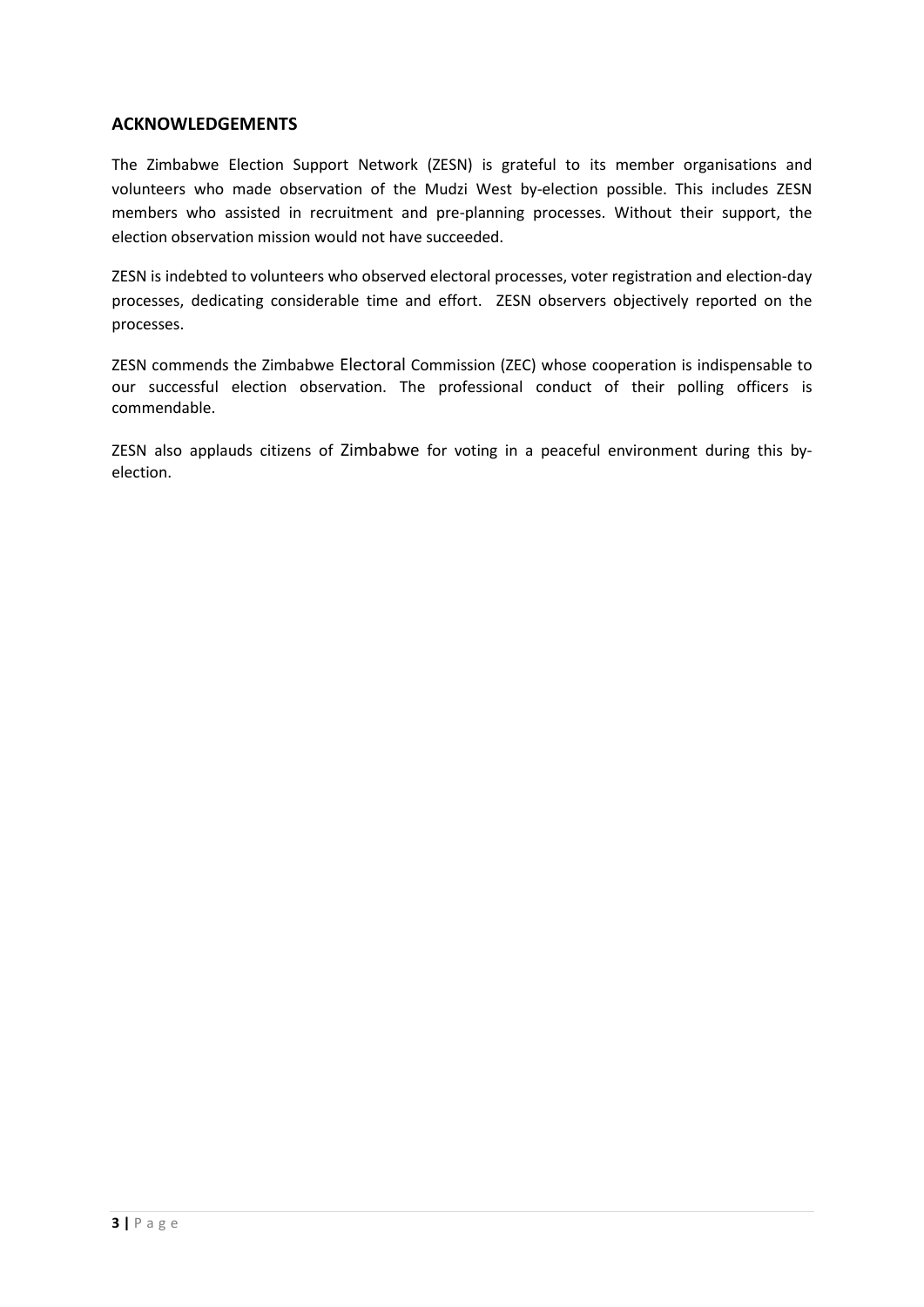## ACKNOWLEDGEMENTS

The Zimbabwe Election Support Network (ZESN) is grateful to its member organisations and volunteers who made observation of the Mudzi West by-election possible. This includes ZESN members who assisted in recruitment and pre-planning processes. Without their support, the election observation mission would not have succeeded.

ZESN is indebted to volunteers who observed electoral processes, voter registration and election-day processes, dedicating considerable time and effort. ZESN observers objectively reported on the processes.

ZESN commends the Zimbabwe Electoral Commission (ZEC) whose cooperation is indispensable to our successful election observation. The professional conduct of their polling officers is commendable.

ZESN also applauds citizens of Zimbabwe for voting in a peaceful environment during this by-election.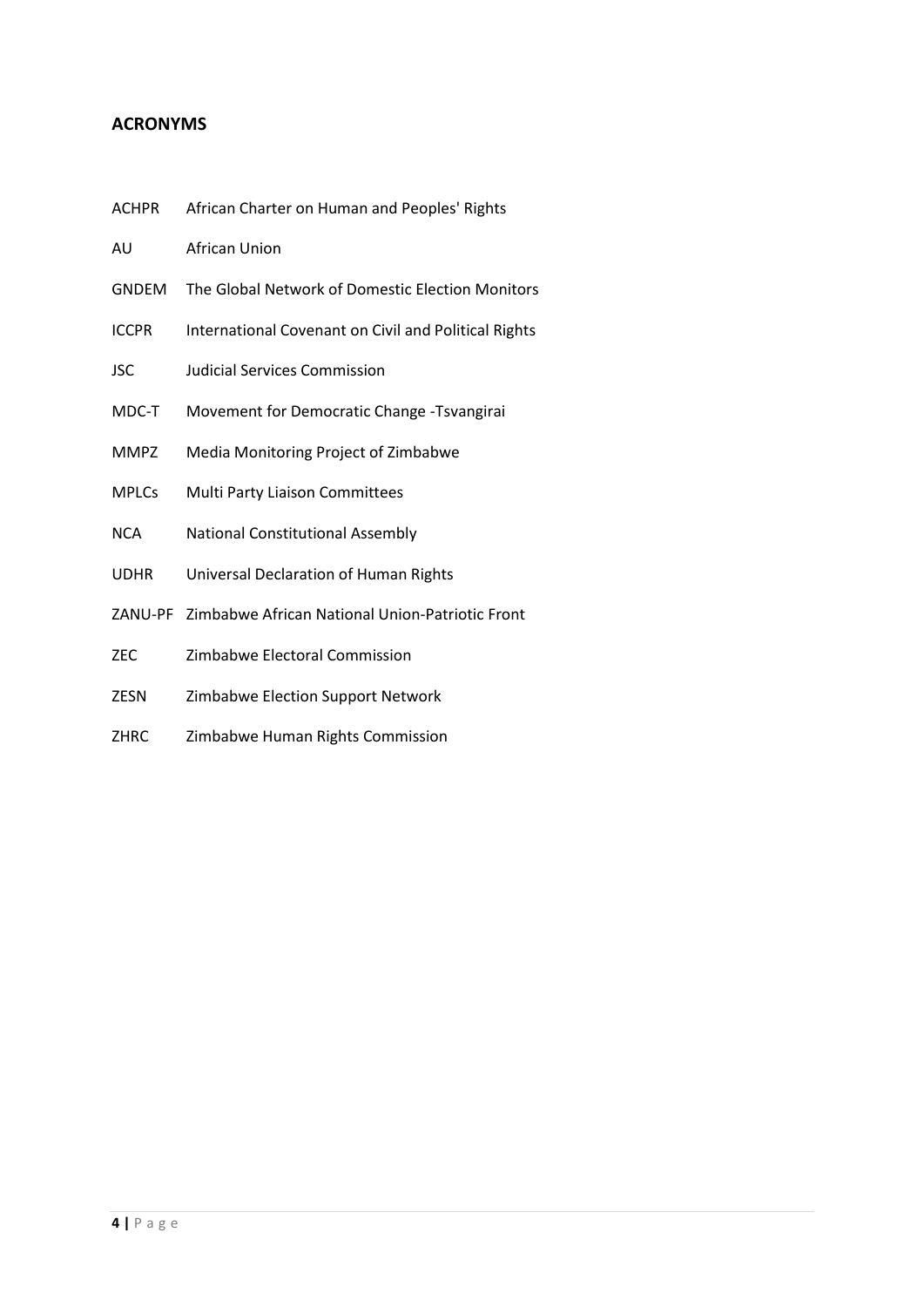## ACRONYMS

| | |
|---|---|
| ACHPR | African Charter on Human and Peoples' Rights |
| AU | African Union |
| GNDEM | The Global Network of Domestic Election Monitors |
| ICCPR | International Covenant on Civil and Political Rights |
| JSC | Judicial Services Commission |
| MDC-T | Movement for Democratic Change -Tsvangirai |
| MMPZ | Media Monitoring Project of Zimbabwe |
| MPLCs | Multi Party Liaison Committees |
| NCA | National Constitutional Assembly |
| UDHR | Universal Declaration of Human Rights |
| ZANU-PF | Zimbabwe African National Union-Patriotic Front |
| ZEC | Zimbabwe Electoral Commission |
| ZESN | Zimbabwe Election Support Network |
| ZHRC | Zimbabwe Human Rights Commission |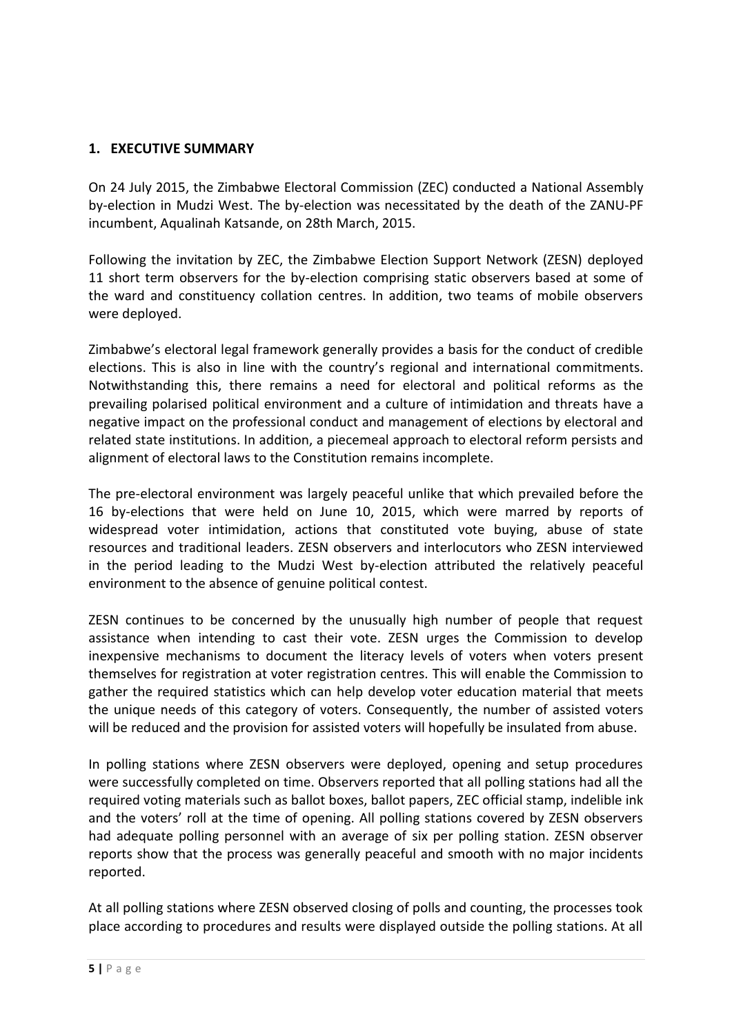## 1. EXECUTIVE SUMMARY

On 24 July 2015, the Zimbabwe Electoral Commission (ZEC) conducted a National Assembly by-election in Mudzi West. The by-election was necessitated by the death of the ZANU-PF incumbent, Aqualinah Katsande, on 28th March, 2015.

Following the invitation by ZEC, the Zimbabwe Election Support Network (ZESN) deployed 11 short term observers for the by-election comprising static observers based at some of the ward and constituency collation centres. In addition, two teams of mobile observers were deployed.

Zimbabwe's electoral legal framework generally provides a basis for the conduct of credible elections. This is also in line with the country's regional and international commitments. Notwithstanding this, there remains a need for electoral and political reforms as the prevailing polarised political environment and a culture of intimidation and threats have a negative impact on the professional conduct and management of elections by electoral and related state institutions. In addition, a piecemeal approach to electoral reform persists and alignment of electoral laws to the Constitution remains incomplete.

The pre-electoral environment was largely peaceful unlike that which prevailed before the 16 by-elections that were held on June 10, 2015, which were marred by reports of widespread voter intimidation, actions that constituted vote buying, abuse of state resources and traditional leaders. ZESN observers and interlocutors who ZESN interviewed in the period leading to the Mudzi West by-election attributed the relatively peaceful environment to the absence of genuine political contest.

ZESN continues to be concerned by the unusually high number of people that request assistance when intending to cast their vote. ZESN urges the Commission to develop inexpensive mechanisms to document the literacy levels of voters when voters present themselves for registration at voter registration centres. This will enable the Commission to gather the required statistics which can help develop voter education material that meets the unique needs of this category of voters. Consequently, the number of assisted voters will be reduced and the provision for assisted voters will hopefully be insulated from abuse.

In polling stations where ZESN observers were deployed, opening and setup procedures were successfully completed on time. Observers reported that all polling stations had all the required voting materials such as ballot boxes, ballot papers, ZEC official stamp, indelible ink and the voters' roll at the time of opening. All polling stations covered by ZESN observers had adequate polling personnel with an average of six per polling station. ZESN observer reports show that the process was generally peaceful and smooth with no major incidents reported.

At all polling stations where ZESN observed closing of polls and counting, the processes took place according to procedures and results were displayed outside the polling stations. At all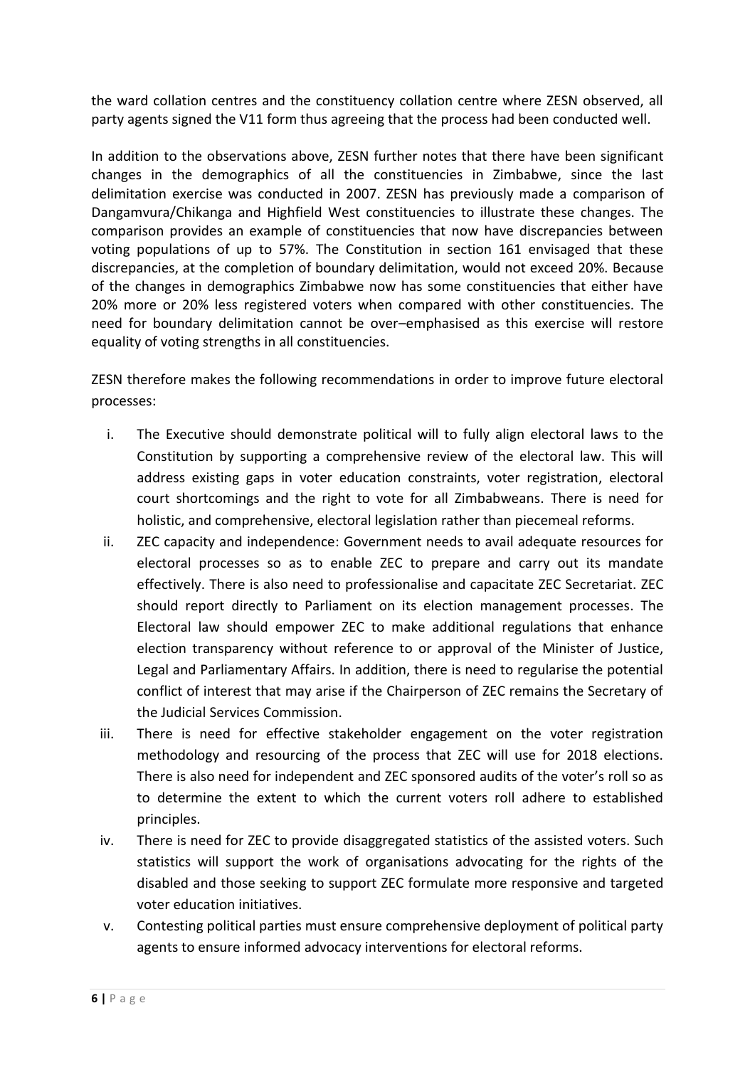the ward collation centres and the constituency collation centre where ZESN observed, all party agents signed the V11 form thus agreeing that the process had been conducted well.

In addition to the observations above, ZESN further notes that there have been significant changes in the demographics of all the constituencies in Zimbabwe, since the last delimitation exercise was conducted in 2007. ZESN has previously made a comparison of Dangamvura/Chikanga and Highfield West constituencies to illustrate these changes. The comparison provides an example of constituencies that now have discrepancies between voting populations of up to 57%. The Constitution in section 161 envisaged that these discrepancies, at the completion of boundary delimitation, would not exceed 20%. Because of the changes in demographics Zimbabwe now has some constituencies that either have 20% more or 20% less registered voters when compared with other constituencies. The need for boundary delimitation cannot be over–emphasised as this exercise will restore equality of voting strengths in all constituencies.

ZESN therefore makes the following recommendations in order to improve future electoral processes:

i. The Executive should demonstrate political will to fully align electoral laws to the Constitution by supporting a comprehensive review of the electoral law. This will address existing gaps in voter education constraints, voter registration, electoral court shortcomings and the right to vote for all Zimbabweans. There is need for holistic, and comprehensive, electoral legislation rather than piecemeal reforms.
ii. ZEC capacity and independence: Government needs to avail adequate resources for electoral processes so as to enable ZEC to prepare and carry out its mandate effectively. There is also need to professionalise and capacitate ZEC Secretariat. ZEC should report directly to Parliament on its election management processes. The Electoral law should empower ZEC to make additional regulations that enhance election transparency without reference to or approval of the Minister of Justice, Legal and Parliamentary Affairs. In addition, there is need to regularise the potential conflict of interest that may arise if the Chairperson of ZEC remains the Secretary of the Judicial Services Commission.
iii. There is need for effective stakeholder engagement on the voter registration methodology and resourcing of the process that ZEC will use for 2018 elections. There is also need for independent and ZEC sponsored audits of the voter's roll so as to determine the extent to which the current voters roll adhere to established principles.
iv. There is need for ZEC to provide disaggregated statistics of the assisted voters. Such statistics will support the work of organisations advocating for the rights of the disabled and those seeking to support ZEC formulate more responsive and targeted voter education initiatives.
v. Contesting political parties must ensure comprehensive deployment of political party agents to ensure informed advocacy interventions for electoral reforms.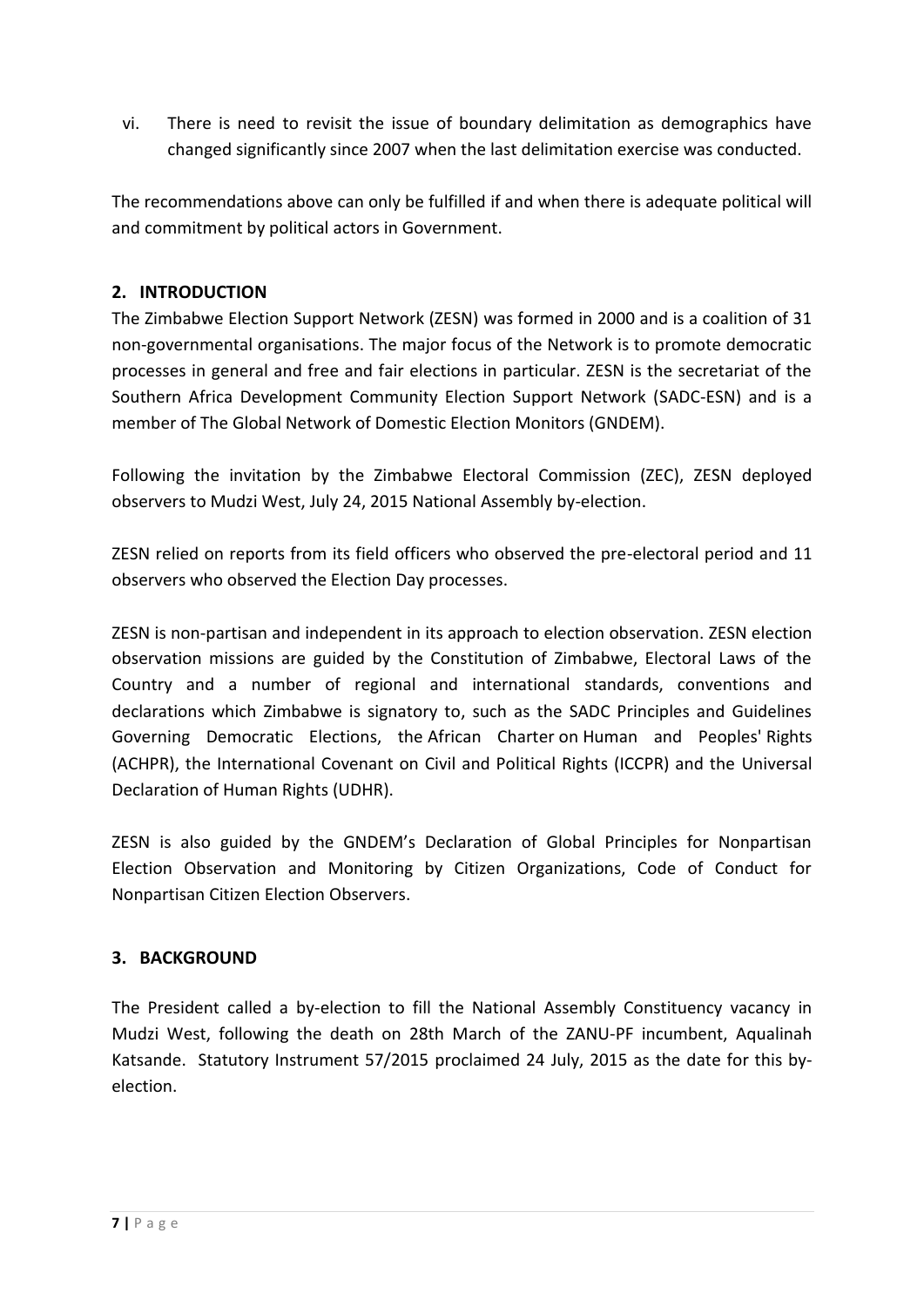vi. There is need to revisit the issue of boundary delimitation as demographics have changed significantly since 2007 when the last delimitation exercise was conducted.

The recommendations above can only be fulfilled if and when there is adequate political will and commitment by political actors in Government.

## 2. INTRODUCTION

The Zimbabwe Election Support Network (ZESN) was formed in 2000 and is a coalition of 31 non-governmental organisations. The major focus of the Network is to promote democratic processes in general and free and fair elections in particular. ZESN is the secretariat of the Southern Africa Development Community Election Support Network (SADC-ESN) and is a member of The Global Network of Domestic Election Monitors (GNDEM).

Following the invitation by the Zimbabwe Electoral Commission (ZEC), ZESN deployed observers to Mudzi West, July 24, 2015 National Assembly by-election.

ZESN relied on reports from its field officers who observed the pre-electoral period and 11 observers who observed the Election Day processes.

ZESN is non-partisan and independent in its approach to election observation. ZESN election observation missions are guided by the Constitution of Zimbabwe, Electoral Laws of the Country and a number of regional and international standards, conventions and declarations which Zimbabwe is signatory to, such as the SADC Principles and Guidelines Governing Democratic Elections, the African Charter on Human and Peoples' Rights (ACHPR), the International Covenant on Civil and Political Rights (ICCPR) and the Universal Declaration of Human Rights (UDHR).

ZESN is also guided by the GNDEM's Declaration of Global Principles for Nonpartisan Election Observation and Monitoring by Citizen Organizations, Code of Conduct for Nonpartisan Citizen Election Observers.

## 3. BACKGROUND

The President called a by-election to fill the National Assembly Constituency vacancy in Mudzi West, following the death on 28th March of the ZANU-PF incumbent, Aqualinah Katsande. Statutory Instrument 57/2015 proclaimed 24 July, 2015 as the date for this by-election.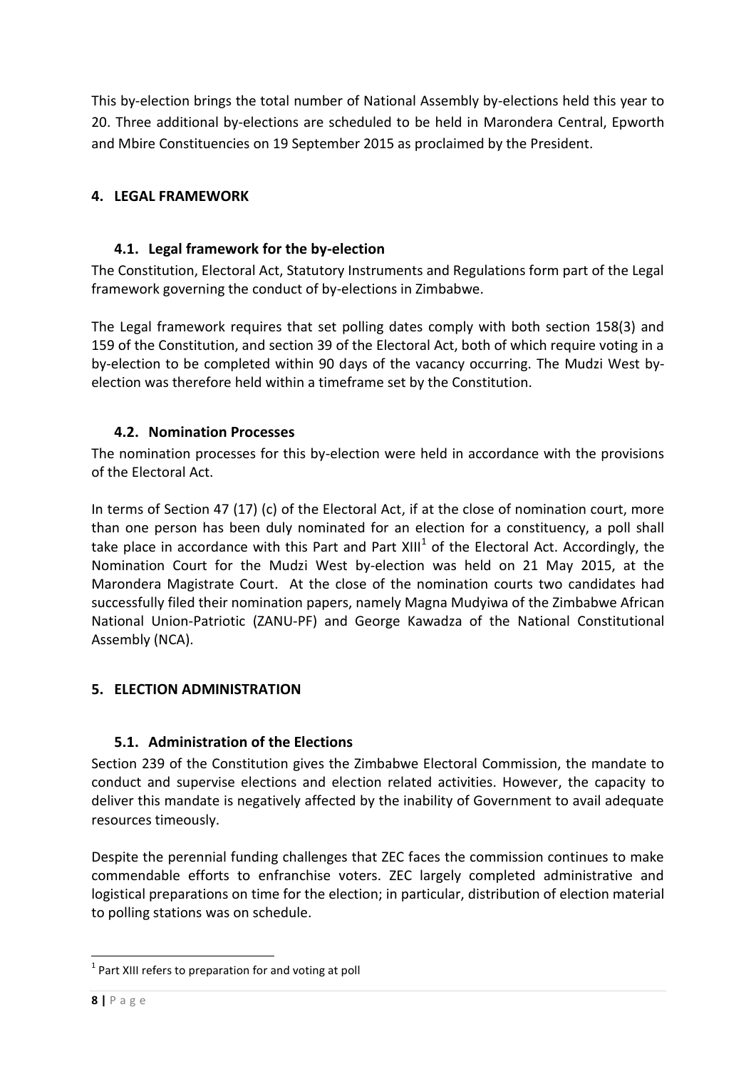This by-election brings the total number of National Assembly by-elections held this year to 20. Three additional by-elections are scheduled to be held in Marondera Central, Epworth and Mbire Constituencies on 19 September 2015 as proclaimed by the President.

## 4. LEGAL FRAMEWORK

### 4.1. Legal framework for the by-election

The Constitution, Electoral Act, Statutory Instruments and Regulations form part of the Legal framework governing the conduct of by-elections in Zimbabwe.

The Legal framework requires that set polling dates comply with both section 158(3) and 159 of the Constitution, and section 39 of the Electoral Act, both of which require voting in a by-election to be completed within 90 days of the vacancy occurring. The Mudzi West by-election was therefore held within a timeframe set by the Constitution.

### 4.2. Nomination Processes

The nomination processes for this by-election were held in accordance with the provisions of the Electoral Act.

In terms of Section 47 (17) (c) of the Electoral Act, if at the close of nomination court, more than one person has been duly nominated for an election for a constituency, a poll shall take place in accordance with this Part and Part XIII[1] of the Electoral Act. Accordingly, the Nomination Court for the Mudzi West by-election was held on 21 May 2015, at the Marondera Magistrate Court. At the close of the nomination courts two candidates had successfully filed their nomination papers, namely Magna Mudyiwa of the Zimbabwe African National Union-Patriotic (ZANU-PF) and George Kawadza of the National Constitutional Assembly (NCA).

## 5. ELECTION ADMINISTRATION

### 5.1. Administration of the Elections

Section 239 of the Constitution gives the Zimbabwe Electoral Commission, the mandate to conduct and supervise elections and election related activities. However, the capacity to deliver this mandate is negatively affected by the inability of Government to avail adequate resources timeously.

Despite the perennial funding challenges that ZEC faces the commission continues to make commendable efforts to enfranchise voters. ZEC largely completed administrative and logistical preparations on time for the election; in particular, distribution of election material to polling stations was on schedule.

---

[1] Part XIII refers to preparation for and voting at poll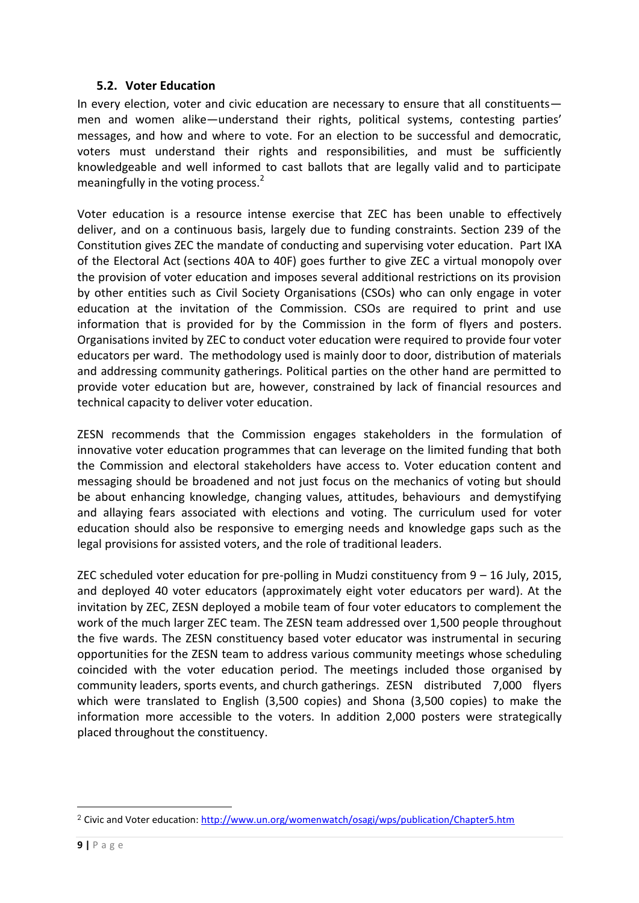### 5.2. Voter Education

In every election, voter and civic education are necessary to ensure that all constituents—men and women alike—understand their rights, political systems, contesting parties' messages, and how and where to vote. For an election to be successful and democratic, voters must understand their rights and responsibilities, and must be sufficiently knowledgeable and well informed to cast ballots that are legally valid and to participate meaningfully in the voting process.[2]

Voter education is a resource intense exercise that ZEC has been unable to effectively deliver, and on a continuous basis, largely due to funding constraints. Section 239 of the Constitution gives ZEC the mandate of conducting and supervising voter education. Part IXA of the Electoral Act (sections 40A to 40F) goes further to give ZEC a virtual monopoly over the provision of voter education and imposes several additional restrictions on its provision by other entities such as Civil Society Organisations (CSOs) who can only engage in voter education at the invitation of the Commission. CSOs are required to print and use information that is provided for by the Commission in the form of flyers and posters. Organisations invited by ZEC to conduct voter education were required to provide four voter educators per ward. The methodology used is mainly door to door, distribution of materials and addressing community gatherings. Political parties on the other hand are permitted to provide voter education but are, however, constrained by lack of financial resources and technical capacity to deliver voter education.

ZESN recommends that the Commission engages stakeholders in the formulation of innovative voter education programmes that can leverage on the limited funding that both the Commission and electoral stakeholders have access to. Voter education content and messaging should be broadened and not just focus on the mechanics of voting but should be about enhancing knowledge, changing values, attitudes, behaviours and demystifying and allaying fears associated with elections and voting. The curriculum used for voter education should also be responsive to emerging needs and knowledge gaps such as the legal provisions for assisted voters, and the role of traditional leaders.

ZEC scheduled voter education for pre-polling in Mudzi constituency from 9 – 16 July, 2015, and deployed 40 voter educators (approximately eight voter educators per ward). At the invitation by ZEC, ZESN deployed a mobile team of four voter educators to complement the work of the much larger ZEC team. The ZESN team addressed over 1,500 people throughout the five wards. The ZESN constituency based voter educator was instrumental in securing opportunities for the ZESN team to address various community meetings whose scheduling coincided with the voter education period. The meetings included those organised by community leaders, sports events, and church gatherings. ZESN distributed 7,000 flyers which were translated to English (3,500 copies) and Shona (3,500 copies) to make the information more accessible to the voters. In addition 2,000 posters were strategically placed throughout the constituency.

---

[2] Civic and Voter education: http://www.un.org/womenwatch/osagi/wps/publication/Chapter5.htm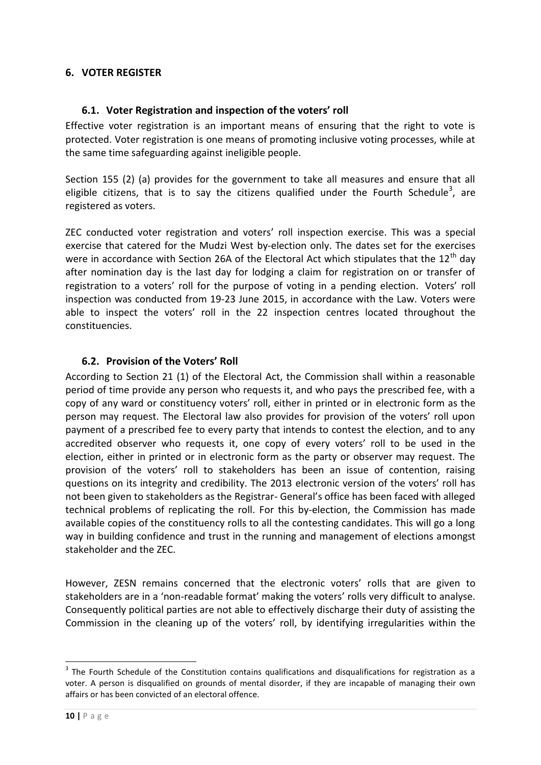## 6. VOTER REGISTER

### 6.1. Voter Registration and inspection of the voters' roll

Effective voter registration is an important means of ensuring that the right to vote is protected. Voter registration is one means of promoting inclusive voting processes, while at the same time safeguarding against ineligible people.

Section 155 (2) (a) provides for the government to take all measures and ensure that all eligible citizens, that is to say the citizens qualified under the Fourth Schedule[3], are registered as voters.

ZEC conducted voter registration and voters' roll inspection exercise. This was a special exercise that catered for the Mudzi West by-election only. The dates set for the exercises were in accordance with Section 26A of the Electoral Act which stipulates that the 12[th] day after nomination day is the last day for lodging a claim for registration on or transfer of registration to a voters' roll for the purpose of voting in a pending election. Voters' roll inspection was conducted from 19-23 June 2015, in accordance with the Law. Voters were able to inspect the voters' roll in the 22 inspection centres located throughout the constituencies.

### 6.2. Provision of the Voters' Roll

According to Section 21 (1) of the Electoral Act, the Commission shall within a reasonable period of time provide any person who requests it, and who pays the prescribed fee, with a copy of any ward or constituency voters' roll, either in printed or in electronic form as the person may request. The Electoral law also provides for provision of the voters' roll upon payment of a prescribed fee to every party that intends to contest the election, and to any accredited observer who requests it, one copy of every voters' roll to be used in the election, either in printed or in electronic form as the party or observer may request. The provision of the voters' roll to stakeholders has been an issue of contention, raising questions on its integrity and credibility. The 2013 electronic version of the voters' roll has not been given to stakeholders as the Registrar- General's office has been faced with alleged technical problems of replicating the roll. For this by-election, the Commission has made available copies of the constituency rolls to all the contesting candidates. This will go a long way in building confidence and trust in the running and management of elections amongst stakeholder and the ZEC.

However, ZESN remains concerned that the electronic voters' rolls that are given to stakeholders are in a 'non-readable format' making the voters' rolls very difficult to analyse. Consequently political parties are not able to effectively discharge their duty of assisting the Commission in the cleaning up of the voters' roll, by identifying irregularities within the

[3] The Fourth Schedule of the Constitution contains qualifications and disqualifications for registration as a voter. A person is disqualified on grounds of mental disorder, if they are incapable of managing their own affairs or has been convicted of an electoral offence.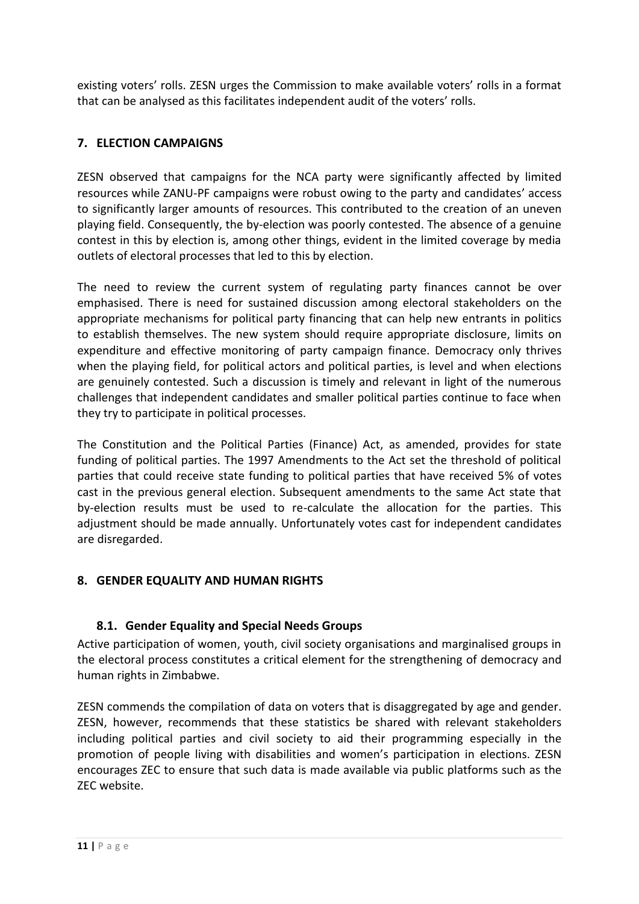existing voters' rolls. ZESN urges the Commission to make available voters' rolls in a format that can be analysed as this facilitates independent audit of the voters' rolls.

## 7. ELECTION CAMPAIGNS

ZESN observed that campaigns for the NCA party were significantly affected by limited resources while ZANU-PF campaigns were robust owing to the party and candidates' access to significantly larger amounts of resources. This contributed to the creation of an uneven playing field. Consequently, the by-election was poorly contested. The absence of a genuine contest in this by election is, among other things, evident in the limited coverage by media outlets of electoral processes that led to this by election.

The need to review the current system of regulating party finances cannot be over emphasised. There is need for sustained discussion among electoral stakeholders on the appropriate mechanisms for political party financing that can help new entrants in politics to establish themselves. The new system should require appropriate disclosure, limits on expenditure and effective monitoring of party campaign finance. Democracy only thrives when the playing field, for political actors and political parties, is level and when elections are genuinely contested. Such a discussion is timely and relevant in light of the numerous challenges that independent candidates and smaller political parties continue to face when they try to participate in political processes.

The Constitution and the Political Parties (Finance) Act, as amended, provides for state funding of political parties. The 1997 Amendments to the Act set the threshold of political parties that could receive state funding to political parties that have received 5% of votes cast in the previous general election. Subsequent amendments to the same Act state that by-election results must be used to re-calculate the allocation for the parties. This adjustment should be made annually. Unfortunately votes cast for independent candidates are disregarded.

## 8. GENDER EQUALITY AND HUMAN RIGHTS

### 8.1. Gender Equality and Special Needs Groups

Active participation of women, youth, civil society organisations and marginalised groups in the electoral process constitutes a critical element for the strengthening of democracy and human rights in Zimbabwe.

ZESN commends the compilation of data on voters that is disaggregated by age and gender. ZESN, however, recommends that these statistics be shared with relevant stakeholders including political parties and civil society to aid their programming especially in the promotion of people living with disabilities and women's participation in elections. ZESN encourages ZEC to ensure that such data is made available via public platforms such as the ZEC website.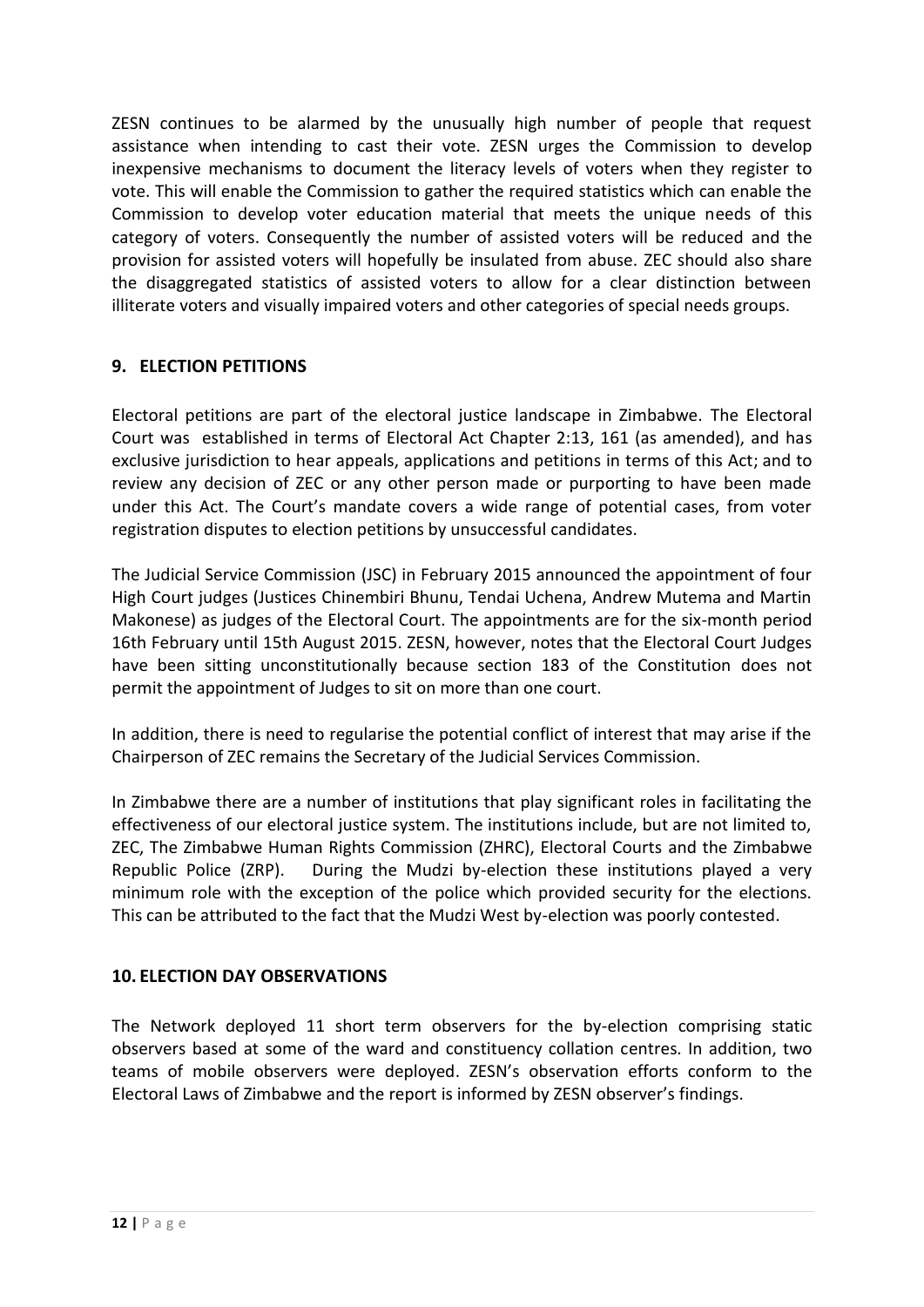ZESN continues to be alarmed by the unusually high number of people that request assistance when intending to cast their vote. ZESN urges the Commission to develop inexpensive mechanisms to document the literacy levels of voters when they register to vote. This will enable the Commission to gather the required statistics which can enable the Commission to develop voter education material that meets the unique needs of this category of voters. Consequently the number of assisted voters will be reduced and the provision for assisted voters will hopefully be insulated from abuse. ZEC should also share the disaggregated statistics of assisted voters to allow for a clear distinction between illiterate voters and visually impaired voters and other categories of special needs groups.

## 9. ELECTION PETITIONS

Electoral petitions are part of the electoral justice landscape in Zimbabwe. The Electoral Court was established in terms of Electoral Act Chapter 2:13, 161 (as amended), and has exclusive jurisdiction to hear appeals, applications and petitions in terms of this Act; and to review any decision of ZEC or any other person made or purporting to have been made under this Act. The Court's mandate covers a wide range of potential cases, from voter registration disputes to election petitions by unsuccessful candidates.

The Judicial Service Commission (JSC) in February 2015 announced the appointment of four High Court judges (Justices Chinembiri Bhunu, Tendai Uchena, Andrew Mutema and Martin Makonese) as judges of the Electoral Court. The appointments are for the six-month period 16th February until 15th August 2015. ZESN, however, notes that the Electoral Court Judges have been sitting unconstitutionally because section 183 of the Constitution does not permit the appointment of Judges to sit on more than one court.

In addition, there is need to regularise the potential conflict of interest that may arise if the Chairperson of ZEC remains the Secretary of the Judicial Services Commission.

In Zimbabwe there are a number of institutions that play significant roles in facilitating the effectiveness of our electoral justice system. The institutions include, but are not limited to, ZEC, The Zimbabwe Human Rights Commission (ZHRC), Electoral Courts and the Zimbabwe Republic Police (ZRP). During the Mudzi by-election these institutions played a very minimum role with the exception of the police which provided security for the elections. This can be attributed to the fact that the Mudzi West by-election was poorly contested.

## 10. ELECTION DAY OBSERVATIONS

The Network deployed 11 short term observers for the by-election comprising static observers based at some of the ward and constituency collation centres. In addition, two teams of mobile observers were deployed. ZESN's observation efforts conform to the Electoral Laws of Zimbabwe and the report is informed by ZESN observer's findings.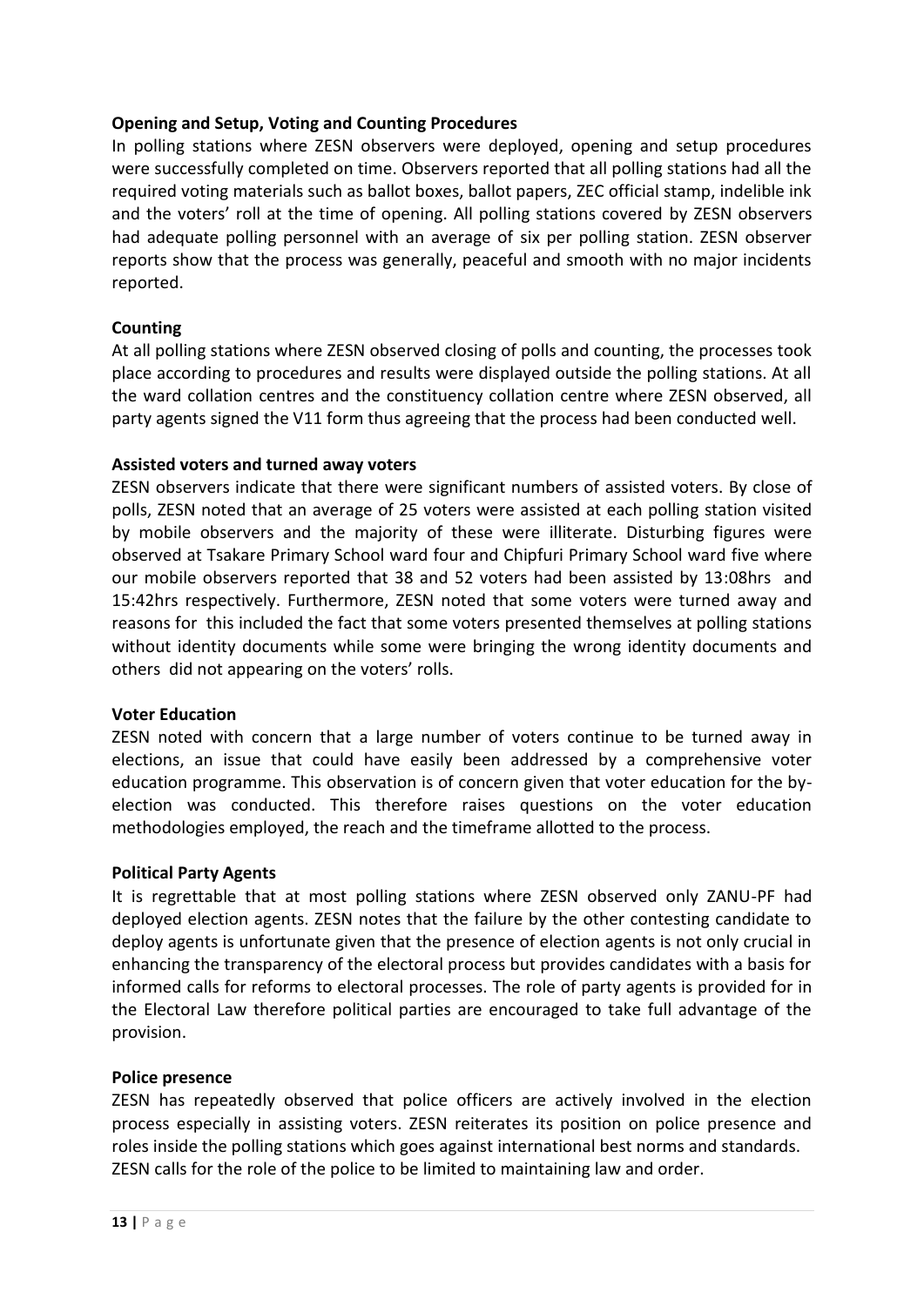**Opening and Setup, Voting and Counting Procedures**

In polling stations where ZESN observers were deployed, opening and setup procedures were successfully completed on time. Observers reported that all polling stations had all the required voting materials such as ballot boxes, ballot papers, ZEC official stamp, indelible ink and the voters' roll at the time of opening. All polling stations covered by ZESN observers had adequate polling personnel with an average of six per polling station. ZESN observer reports show that the process was generally, peaceful and smooth with no major incidents reported.

**Counting**

At all polling stations where ZESN observed closing of polls and counting, the processes took place according to procedures and results were displayed outside the polling stations. At all the ward collation centres and the constituency collation centre where ZESN observed, all party agents signed the V11 form thus agreeing that the process had been conducted well.

**Assisted voters and turned away voters**

ZESN observers indicate that there were significant numbers of assisted voters. By close of polls, ZESN noted that an average of 25 voters were assisted at each polling station visited by mobile observers and the majority of these were illiterate. Disturbing figures were observed at Tsakare Primary School ward four and Chipfuri Primary School ward five where our mobile observers reported that 38 and 52 voters had been assisted by 13:08hrs and 15:42hrs respectively. Furthermore, ZESN noted that some voters were turned away and reasons for this included the fact that some voters presented themselves at polling stations without identity documents while some were bringing the wrong identity documents and others did not appearing on the voters' rolls.

**Voter Education**

ZESN noted with concern that a large number of voters continue to be turned away in elections, an issue that could have easily been addressed by a comprehensive voter education programme. This observation is of concern given that voter education for the by-election was conducted. This therefore raises questions on the voter education methodologies employed, the reach and the timeframe allotted to the process.

**Political Party Agents**

It is regrettable that at most polling stations where ZESN observed only ZANU-PF had deployed election agents. ZESN notes that the failure by the other contesting candidate to deploy agents is unfortunate given that the presence of election agents is not only crucial in enhancing the transparency of the electoral process but provides candidates with a basis for informed calls for reforms to electoral processes. The role of party agents is provided for in the Electoral Law therefore political parties are encouraged to take full advantage of the provision.

**Police presence**

ZESN has repeatedly observed that police officers are actively involved in the election process especially in assisting voters. ZESN reiterates its position on police presence and roles inside the polling stations which goes against international best norms and standards. ZESN calls for the role of the police to be limited to maintaining law and order.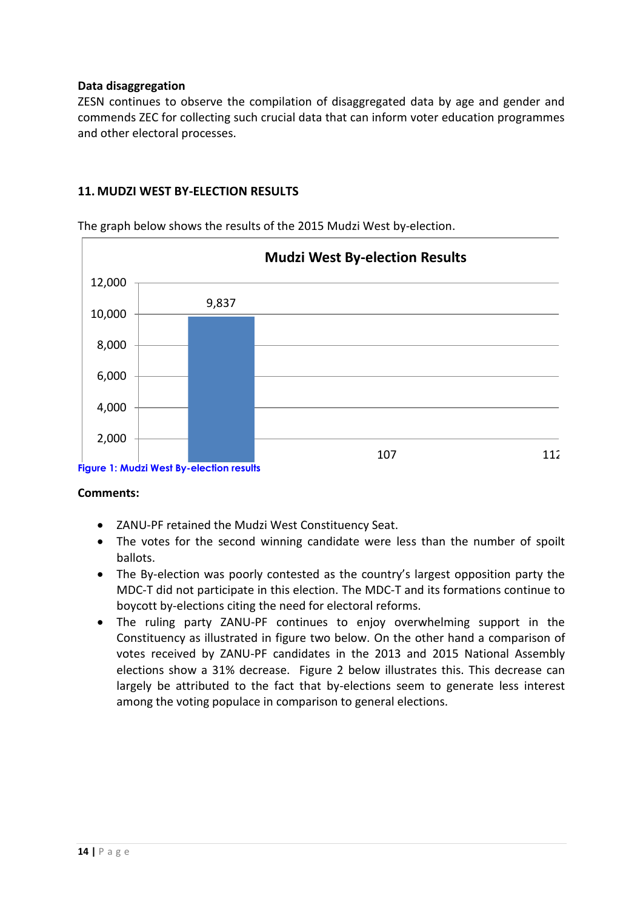**Data disaggregation**

ZESN continues to observe the compilation of disaggregated data by age and gender and commends ZEC for collecting such crucial data that can inform voter education programmes and other electoral processes.

## 11. MUDZI WEST BY-ELECTION RESULTS

The graph below shows the results of the 2015 Mudzi West by-election.

Figure 1: Mudzi West By-election results

**Comments:**

- ZANU-PF retained the Mudzi West Constituency Seat.
- The votes for the second winning candidate were less than the number of spoilt ballots.
- The By-election was poorly contested as the country's largest opposition party the MDC-T did not participate in this election. The MDC-T and its formations continue to boycott by-elections citing the need for electoral reforms.
- The ruling party ZANU-PF continues to enjoy overwhelming support in the Constituency as illustrated in figure two below. On the other hand a comparison of votes received by ZANU-PF candidates in the 2013 and 2015 National Assembly elections show a 31% decrease. Figure 2 below illustrates this. This decrease can largely be attributed to the fact that by-elections seem to generate less interest among the voting populace in comparison to general elections.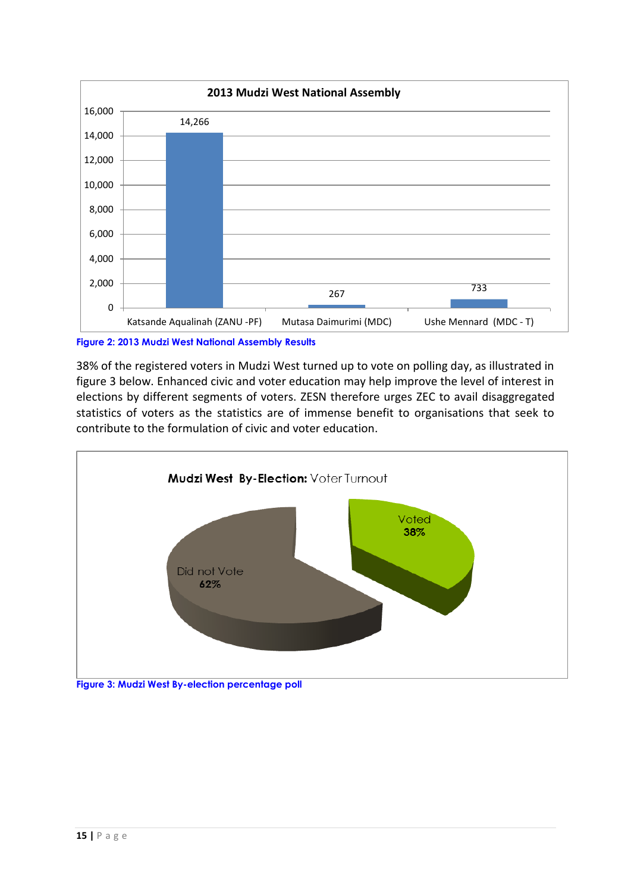**2013 Mudzi West National Assembly**

| Candidate | Votes |
|---|---|
| Katsande Aqualinah (ZANU -PF) | 14,266 |
| Mutasa Daimurimi (MDC) | 267 |
| Ushe Mennard (MDC - T) | 733 |

Figure 2: 2013 Mudzi West National Assembly Results

38% of the registered voters in Mudzi West turned up to vote on polling day, as illustrated in figure 3 below. Enhanced civic and voter education may help improve the level of interest in elections by different segments of voters. ZESN therefore urges ZEC to avail disaggregated statistics of voters as the statistics are of immense benefit to organisations that seek to contribute to the formulation of civic and voter education.

**Mudzi West By-Election:** Voter Turnout

| | Percentage |
|---|---|
| Voted | 38% |
| Did not Vote | 62% |

Figure 3: Mudzi West By-election percentage poll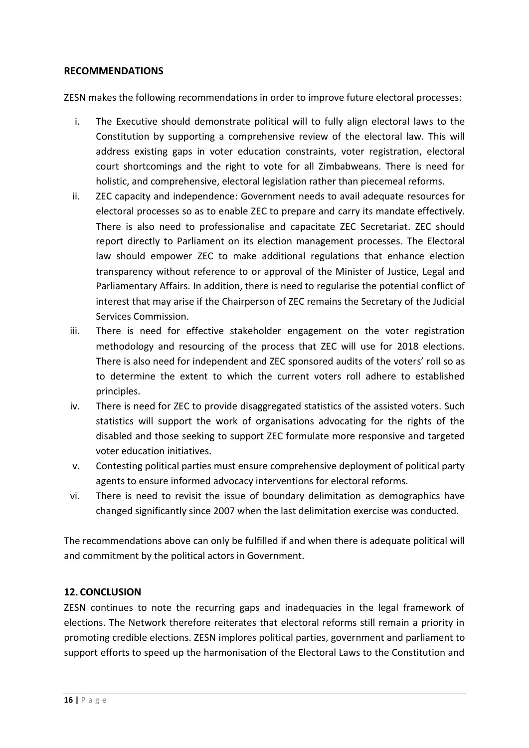## RECOMMENDATIONS

ZESN makes the following recommendations in order to improve future electoral processes:

i. The Executive should demonstrate political will to fully align electoral laws to the Constitution by supporting a comprehensive review of the electoral law. This will address existing gaps in voter education constraints, voter registration, electoral court shortcomings and the right to vote for all Zimbabweans. There is need for holistic, and comprehensive, electoral legislation rather than piecemeal reforms.
ii. ZEC capacity and independence: Government needs to avail adequate resources for electoral processes so as to enable ZEC to prepare and carry its mandate effectively. There is also need to professionalise and capacitate ZEC Secretariat. ZEC should report directly to Parliament on its election management processes. The Electoral law should empower ZEC to make additional regulations that enhance election transparency without reference to or approval of the Minister of Justice, Legal and Parliamentary Affairs. In addition, there is need to regularise the potential conflict of interest that may arise if the Chairperson of ZEC remains the Secretary of the Judicial Services Commission.
iii. There is need for effective stakeholder engagement on the voter registration methodology and resourcing of the process that ZEC will use for 2018 elections. There is also need for independent and ZEC sponsored audits of the voters' roll so as to determine the extent to which the current voters roll adhere to established principles.
iv. There is need for ZEC to provide disaggregated statistics of the assisted voters. Such statistics will support the work of organisations advocating for the rights of the disabled and those seeking to support ZEC formulate more responsive and targeted voter education initiatives.
v. Contesting political parties must ensure comprehensive deployment of political party agents to ensure informed advocacy interventions for electoral reforms.
vi. There is need to revisit the issue of boundary delimitation as demographics have changed significantly since 2007 when the last delimitation exercise was conducted.

The recommendations above can only be fulfilled if and when there is adequate political will and commitment by the political actors in Government.

## 12. CONCLUSION

ZESN continues to note the recurring gaps and inadequacies in the legal framework of elections. The Network therefore reiterates that electoral reforms still remain a priority in promoting credible elections. ZESN implores political parties, government and parliament to support efforts to speed up the harmonisation of the Electoral Laws to the Constitution and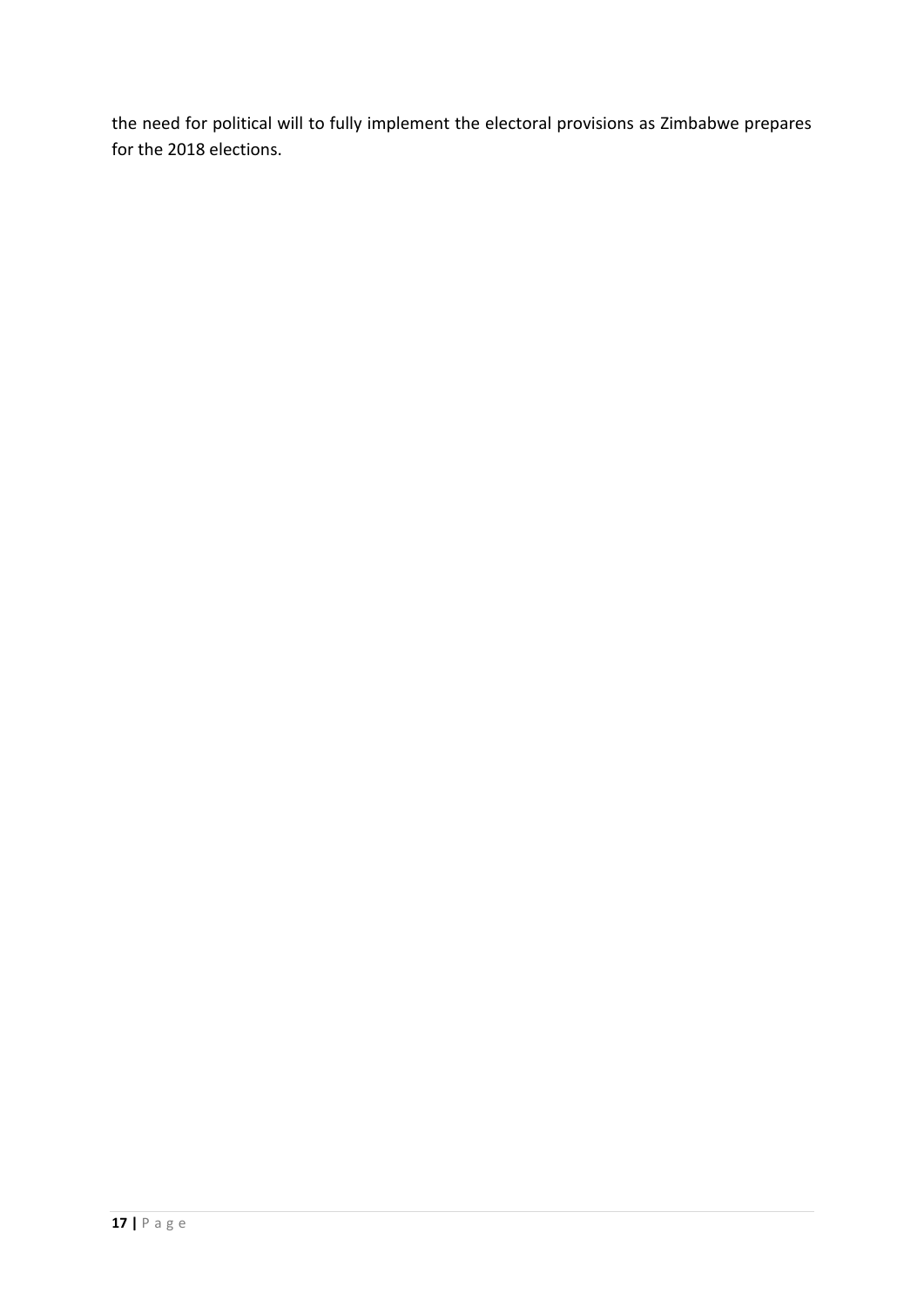the need for political will to fully implement the electoral provisions as Zimbabwe prepares for the 2018 elections.